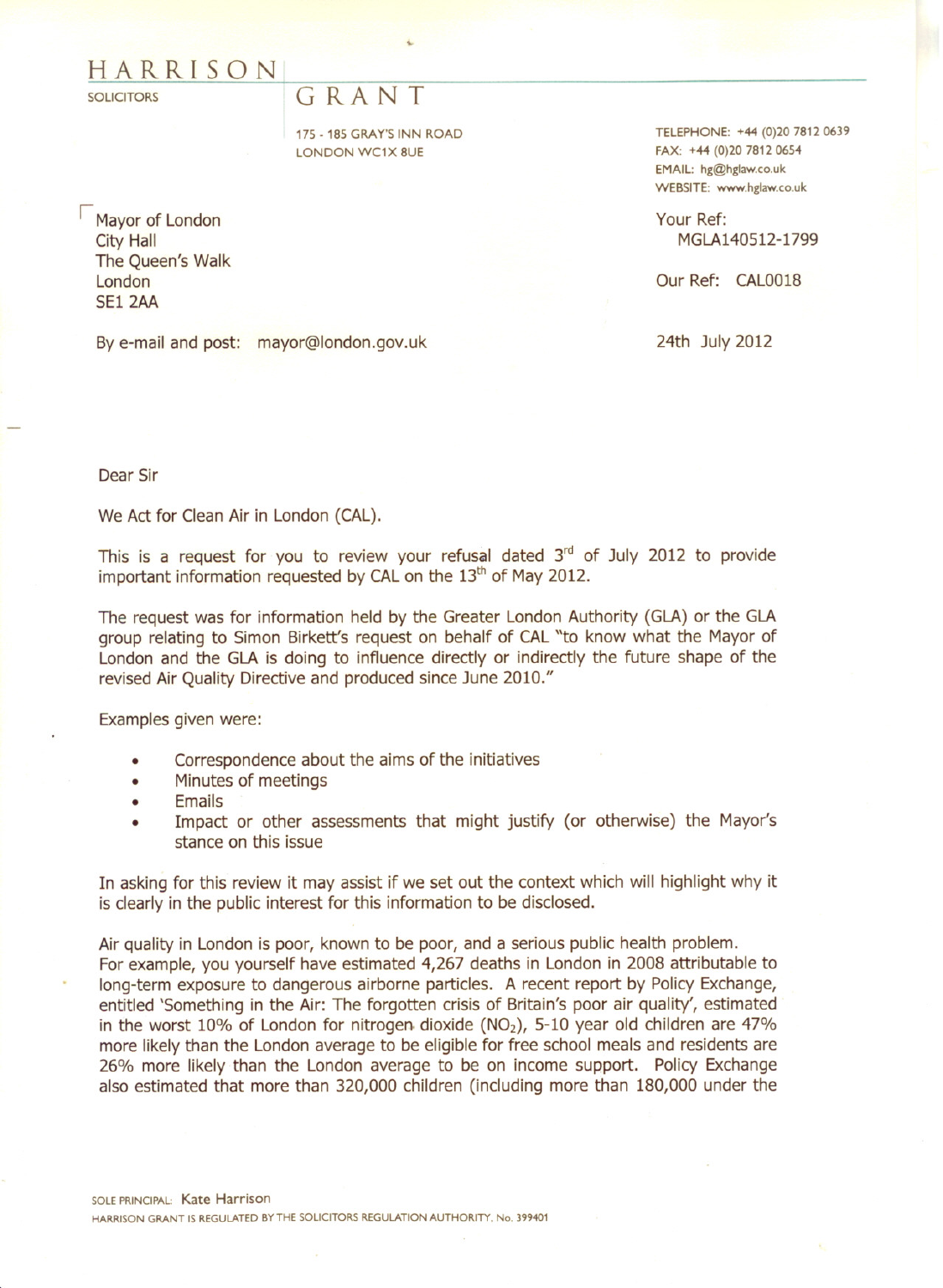# HARRISON GRANT

SOLICITORS

175 - 185 GRAY'S INN ROAD
LONDON WC1X 8UE

TELEPHONE: +44 (0)20 7812 0639
FAX: +44 (0)20 7812 0654
EMAIL: hg@hglaw.co.uk
WEBSITE: www.hglaw.co.uk

Mayor of London
City Hall
The Queen's Walk
London
SE1 2AA

Your Ref: MGLA140512-1799

Our Ref: CAL0018

By e-mail and post: mayor@london.gov.uk

24th July 2012

Dear Sir

We Act for Clean Air in London (CAL).

This is a request for you to review your refusal dated 3rd of July 2012 to provide important information requested by CAL on the 13th of May 2012.

The request was for information held by the Greater London Authority (GLA) or the GLA group relating to Simon Birkett's request on behalf of CAL "to know what the Mayor of London and the GLA is doing to influence directly or indirectly the future shape of the revised Air Quality Directive and produced since June 2010."

Examples given were:

- Correspondence about the aims of the initiatives
- Minutes of meetings
- Emails
- Impact or other assessments that might justify (or otherwise) the Mayor's stance on this issue

In asking for this review it may assist if we set out the context which will highlight why it is clearly in the public interest for this information to be disclosed.

Air quality in London is poor, known to be poor, and a serious public health problem. For example, you yourself have estimated 4,267 deaths in London in 2008 attributable to long-term exposure to dangerous airborne particles. A recent report by Policy Exchange, entitled 'Something in the Air: The forgotten crisis of Britain's poor air quality', estimated in the worst 10% of London for nitrogen dioxide ($NO_2$), 5-10 year old children are 47% more likely than the London average to be eligible for free school meals and residents are 26% more likely than the London average to be on income support. Policy Exchange also estimated that more than 320,000 children (including more than 180,000 under the

SOLE PRINCIPAL: Kate Harrison
HARRISON GRANT IS REGULATED BY THE SOLICITORS REGULATION AUTHORITY. No. 399401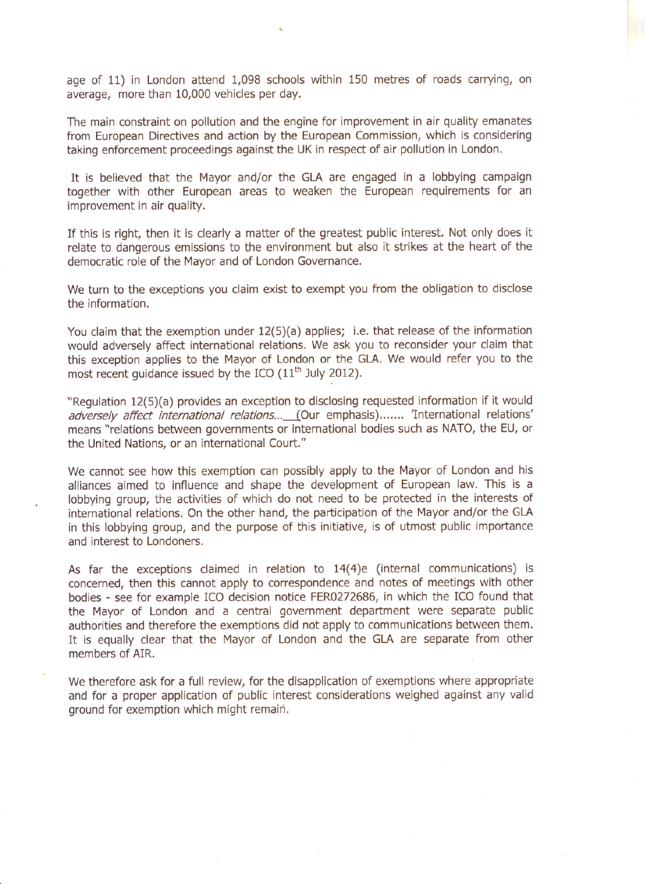age of 11) in London attend 1,098 schools within 150 metres of roads carrying, on average, more than 10,000 vehicles per day.

The main constraint on pollution and the engine for improvement in air quality emanates from European Directives and action by the European Commission, which is considering taking enforcement proceedings against the UK in respect of air pollution in London.

It is believed that the Mayor and/or the GLA are engaged in a lobbying campaign together with other European areas to weaken the European requirements for an improvement in air quality.

If this is right, then it is clearly a matter of the greatest public interest. Not only does it relate to dangerous emissions to the environment but also it strikes at the heart of the democratic role of the Mayor and of London Governance.

We turn to the exceptions you claim exist to exempt you from the obligation to disclose the information.

You claim that the exemption under 12(5)(a) applies; i.e. that release of the information would adversely affect international relations. We ask you to reconsider your claim that this exception applies to the Mayor of London or the GLA. We would refer you to the most recent guidance issued by the ICO (11th July 2012).

"Regulation 12(5)(a) provides an exception to disclosing requested information if it would *adversely affect international relations...* (Our emphasis)....... 'International relations' means "relations between governments or international bodies such as NATO, the EU, or the United Nations, or an international Court."

We cannot see how this exemption can possibly apply to the Mayor of London and his alliances aimed to influence and shape the development of European law. This is a lobbying group, the activities of which do not need to be protected in the interests of international relations. On the other hand, the participation of the Mayor and/or the GLA in this lobbying group, and the purpose of this initiative, is of utmost public importance and interest to Londoners.

As far the exceptions claimed in relation to 14(4)e (internal communications) is concerned, then this cannot apply to correspondence and notes of meetings with other bodies - see for example ICO decision notice FER0272686, in which the ICO found that the Mayor of London and a central government department were separate public authorities and therefore the exemptions did not apply to communications between them. It is equally clear that the Mayor of London and the GLA are separate from other members of AIR.

We therefore ask for a full review, for the disapplication of exemptions where appropriate and for a proper application of public interest considerations weighed against any valid ground for exemption which might remain.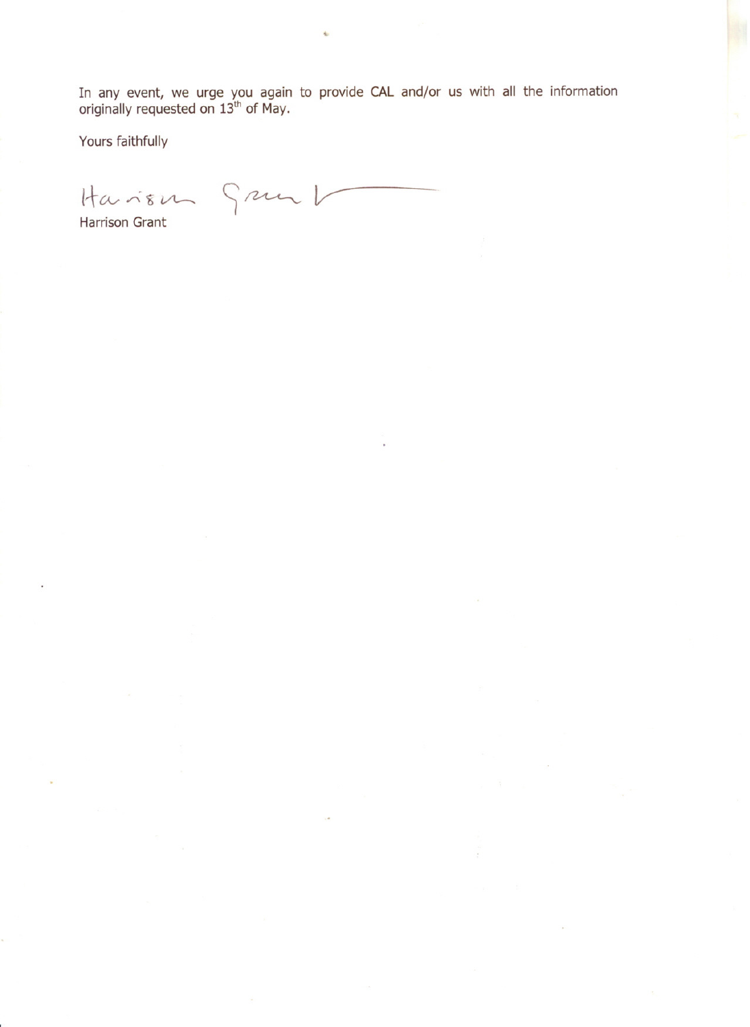In any event, we urge you again to provide CAL and/or us with all the information originally requested on 13th of May.

Yours faithfully

Harrison Grant

Harrison Grant